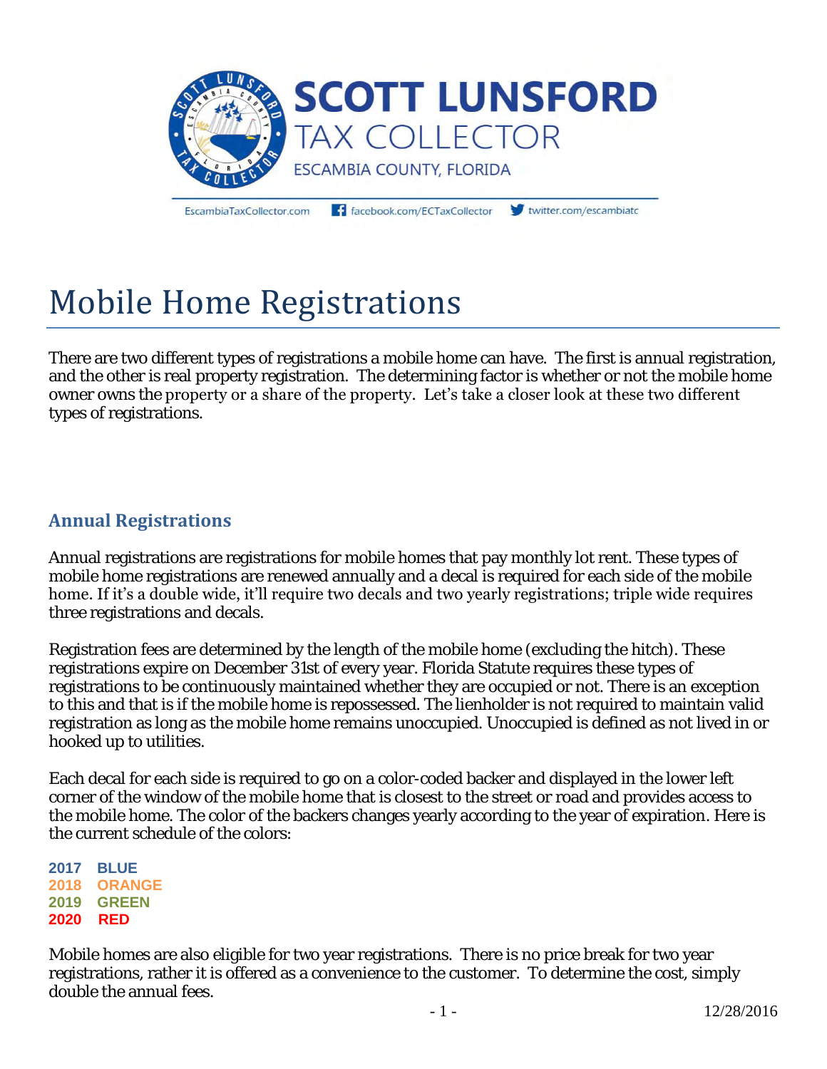SCOTT LUNSFORD
TAX COLLECTOR
ESCAMBIA COUNTY, FLORIDA

EscambiaTaxCollector.com facebook.com/ECTaxCollector twitter.com/escambiatc

# Mobile Home Registrations

There are two different types of registrations a mobile home can have. The first is annual registration, and the other is real property registration. The determining factor is whether or not the mobile home owner owns the property or a share of the property. Let's take a closer look at these two different types of registrations.

## Annual Registrations

Annual registrations are registrations for mobile homes that pay monthly lot rent. These types of mobile home registrations are renewed annually and a decal is required for each side of the mobile home. If it's a double wide, it'll require two decals and two yearly registrations; triple wide requires three registrations and decals.

Registration fees are determined by the length of the mobile home (excluding the hitch). These registrations expire on December 31st of every year. Florida Statute requires these types of registrations to be continuously maintained whether they are occupied or not. There is an exception to this and that is if the mobile home is repossessed. The lienholder is not required to maintain valid registration as long as the mobile home remains unoccupied. Unoccupied is defined as not lived in or hooked up to utilities.

Each decal for each side is required to go on a color-coded backer and displayed in the lower left corner of the window of the mobile home that is closest to the street or road and provides access to the mobile home. The color of the backers changes yearly according to the year of expiration. Here is the current schedule of the colors:

**2017 BLUE**
**2018 ORANGE**
**2019 GREEN**
**2020 RED**

Mobile homes are also eligible for two year registrations. There is no price break for two year registrations, rather it is offered as a convenience to the customer. To determine the cost, simply double the annual fees.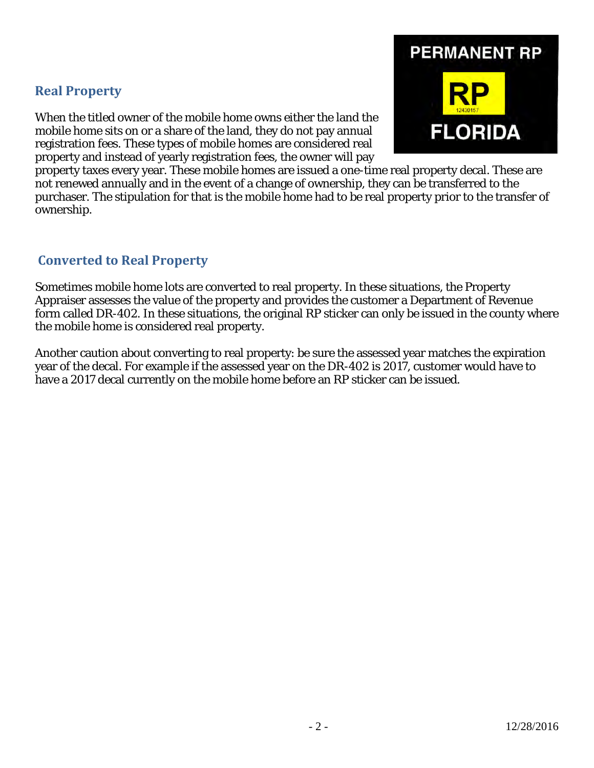## Real Property

When the titled owner of the mobile home owns either the land the mobile home sits on or a share of the land, they do not pay annual registration fees. These types of mobile homes are considered real property and instead of yearly registration fees, the owner will pay property taxes every year. These mobile homes are issued a one-time real property decal. These are not renewed annually and in the event of a change of ownership, they can be transferred to the purchaser. The stipulation for that is the mobile home had to be real property prior to the transfer of ownership.

## Converted to Real Property

Sometimes mobile home lots are converted to real property. In these situations, the Property Appraiser assesses the value of the property and provides the customer a Department of Revenue form called DR-402. In these situations, the original RP sticker can only be issued in the county where the mobile home is considered real property.

Another caution about converting to real property: be sure the assessed year matches the expiration year of the decal. For example if the assessed year on the DR-402 is 2017, customer would have to have a 2017 decal currently on the mobile home before an RP sticker can be issued.